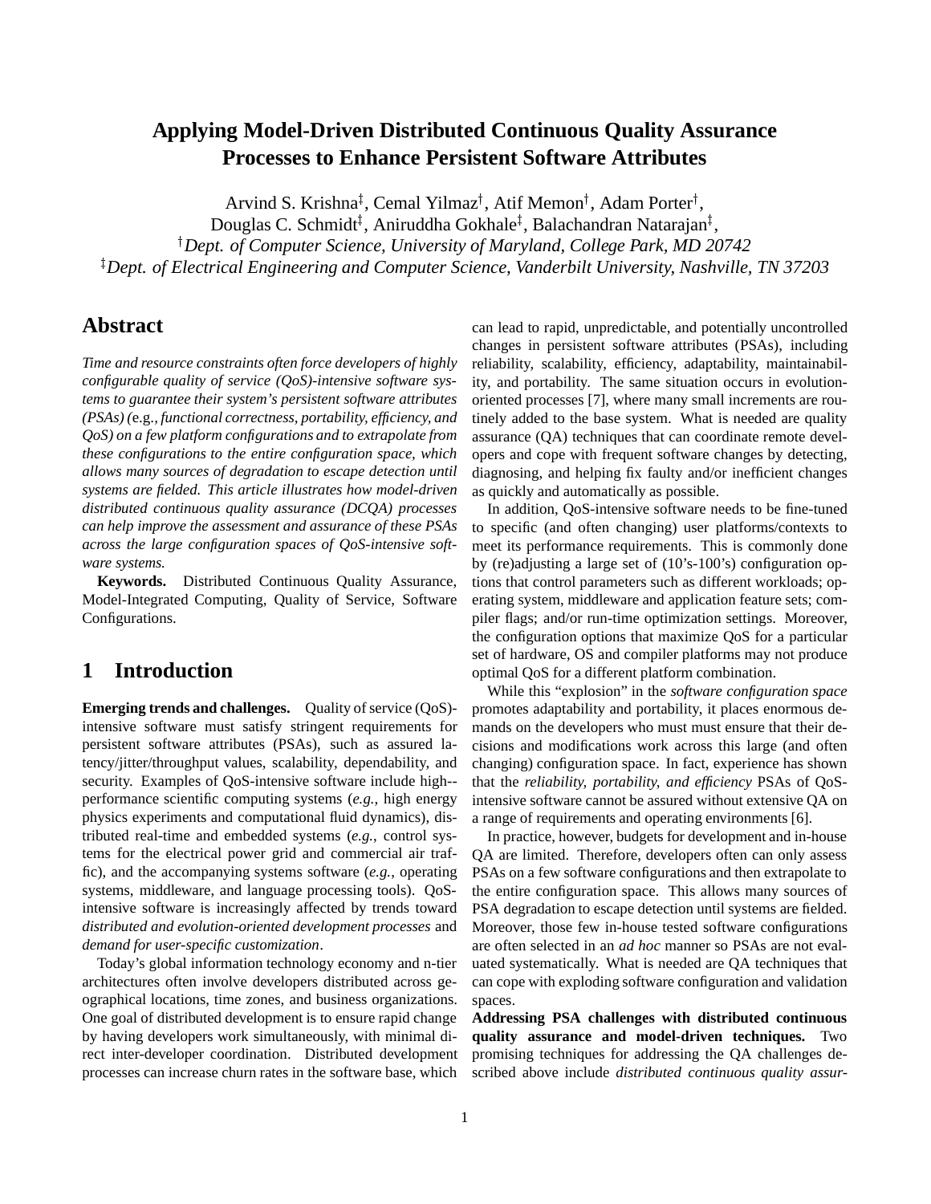# Applying Model-Driven Distributed Continuous Quality Assurance Processes to Enhance Persistent Software Attributes

Arvind S. Krishna[‡], Cemal Yilmaz[†], Atif Memon[†], Adam Porter[†],
Douglas C. Schmidt[‡], Aniruddha Gokhale[‡], Balachandran Natarajan[‡],
[†]*Dept. of Computer Science, University of Maryland, College Park, MD 20742*
[‡]*Dept. of Electrical Engineering and Computer Science, Vanderbilt University, Nashville, TN 37203*

## Abstract

*Time and resource constraints often force developers of highly configurable quality of service (QoS)-intensive software systems to guarantee their system's persistent software attributes (PSAs) (*e.g.*, functional correctness, portability, efficiency, and QoS) on a few platform configurations and to extrapolate from these configurations to the entire configuration space, which allows many sources of degradation to escape detection until systems are fielded. This article illustrates how model-driven distributed continuous quality assurance (DCQA) processes can help improve the assessment and assurance of these PSAs across the large configuration spaces of QoS-intensive software systems.*

**Keywords.** Distributed Continuous Quality Assurance, Model-Integrated Computing, Quality of Service, Software Configurations.

## 1 Introduction

**Emerging trends and challenges.** Quality of service (QoS)-intensive software must satisfy stringent requirements for persistent software attributes (PSAs), such as assured latency/jitter/throughput values, scalability, dependability, and security. Examples of QoS-intensive software include high--performance scientific computing systems (*e.g.,* high energy physics experiments and computational fluid dynamics), distributed real-time and embedded systems (*e.g.,* control systems for the electrical power grid and commercial air traffic), and the accompanying systems software (*e.g.,* operating systems, middleware, and language processing tools). QoS-intensive software is increasingly affected by trends toward *distributed and evolution-oriented development processes* and *demand for user-specific customization*.

Today's global information technology economy and n-tier architectures often involve developers distributed across geographical locations, time zones, and business organizations. One goal of distributed development is to ensure rapid change by having developers work simultaneously, with minimal direct inter-developer coordination. Distributed development processes can increase churn rates in the software base, which can lead to rapid, unpredictable, and potentially uncontrolled changes in persistent software attributes (PSAs), including reliability, scalability, efficiency, adaptability, maintainability, and portability. The same situation occurs in evolution-oriented processes [7], where many small increments are routinely added to the base system. What is needed are quality assurance (QA) techniques that can coordinate remote developers and cope with frequent software changes by detecting, diagnosing, and helping fix faulty and/or inefficient changes as quickly and automatically as possible.

In addition, QoS-intensive software needs to be fine-tuned to specific (and often changing) user platforms/contexts to meet its performance requirements. This is commonly done by (re)adjusting a large set of (10's-100's) configuration options that control parameters such as different workloads; operating system, middleware and application feature sets; compiler flags; and/or run-time optimization settings. Moreover, the configuration options that maximize QoS for a particular set of hardware, OS and compiler platforms may not produce optimal QoS for a different platform combination.

While this "explosion" in the *software configuration space* promotes adaptability and portability, it places enormous demands on the developers who must must ensure that their decisions and modifications work across this large (and often changing) configuration space. In fact, experience has shown that the *reliability, portability, and efficiency* PSAs of QoS-intensive software cannot be assured without extensive QA on a range of requirements and operating environments [6].

In practice, however, budgets for development and in-house QA are limited. Therefore, developers often can only assess PSAs on a few software configurations and then extrapolate to the entire configuration space. This allows many sources of PSA degradation to escape detection until systems are fielded. Moreover, those few in-house tested software configurations are often selected in an *ad hoc* manner so PSAs are not evaluated systematically. What is needed are QA techniques that can cope with exploding software configuration and validation spaces.

**Addressing PSA challenges with distributed continuous quality assurance and model-driven techniques.** Two promising techniques for addressing the QA challenges described above include *distributed continuous quality assur-*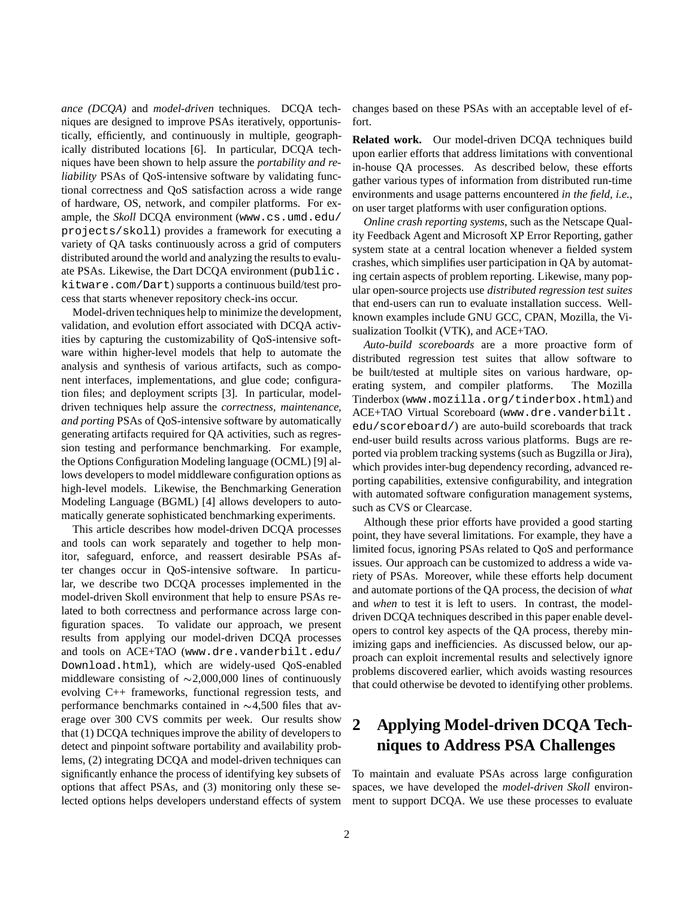*ance (DCQA)* and *model-driven* techniques. DCQA techniques are designed to improve PSAs iteratively, opportunistically, efficiently, and continuously in multiple, geographically distributed locations [6]. In particular, DCQA techniques have been shown to help assure the *portability and reliability* PSAs of QoS-intensive software by validating functional correctness and QoS satisfaction across a wide range of hardware, OS, network, and compiler platforms. For example, the *Skoll* DCQA environment (`www.cs.umd.edu/projects/skoll`) provides a framework for executing a variety of QA tasks continuously across a grid of computers distributed around the world and analyzing the results to evaluate PSAs. Likewise, the Dart DCQA environment (`public.kitware.com/Dart`) supports a continuous build/test process that starts whenever repository check-ins occur.

Model-driven techniques help to minimize the development, validation, and evolution effort associated with DCQA activities by capturing the customizability of QoS-intensive software within higher-level models that help to automate the analysis and synthesis of various artifacts, such as component interfaces, implementations, and glue code; configuration files; and deployment scripts [3]. In particular, model-driven techniques help assure the *correctness, maintenance, and porting* PSAs of QoS-intensive software by automatically generating artifacts required for QA activities, such as regression testing and performance benchmarking. For example, the Options Configuration Modeling language (OCML) [9] allows developers to model middleware configuration options as high-level models. Likewise, the Benchmarking Generation Modeling Language (BGML) [4] allows developers to automatically generate sophisticated benchmarking experiments.

This article describes how model-driven DCQA processes and tools can work separately and together to help monitor, safeguard, enforce, and reassert desirable PSAs after changes occur in QoS-intensive software. In particular, we describe two DCQA processes implemented in the model-driven Skoll environment that help to ensure PSAs related to both correctness and performance across large configuration spaces. To validate our approach, we present results from applying our model-driven DCQA processes and tools on ACE+TAO (`www.dre.vanderbilt.edu/Download.html`), which are widely-used QoS-enabled middleware consisting of ∼2,000,000 lines of continuously evolving C++ frameworks, functional regression tests, and performance benchmarks contained in ∼4,500 files that average over 300 CVS commits per week. Our results show that (1) DCQA techniques improve the ability of developers to detect and pinpoint software portability and availability problems, (2) integrating DCQA and model-driven techniques can significantly enhance the process of identifying key subsets of options that affect PSAs, and (3) monitoring only these selected options helps developers understand effects of system changes based on these PSAs with an acceptable level of effort.

**Related work.** Our model-driven DCQA techniques build upon earlier efforts that address limitations with conventional in-house QA processes. As described below, these efforts gather various types of information from distributed run-time environments and usage patterns encountered *in the field*, *i.e.*, on user target platforms with user configuration options.

*Online crash reporting systems*, such as the Netscape Quality Feedback Agent and Microsoft XP Error Reporting, gather system state at a central location whenever a fielded system crashes, which simplifies user participation in QA by automating certain aspects of problem reporting. Likewise, many popular open-source projects use *distributed regression test suites* that end-users can run to evaluate installation success. Well-known examples include GNU GCC, CPAN, Mozilla, the Visualization Toolkit (VTK), and ACE+TAO.

*Auto-build scoreboards* are a more proactive form of distributed regression test suites that allow software to be built/tested at multiple sites on various hardware, operating system, and compiler platforms. The Mozilla Tinderbox (`www.mozilla.org/tinderbox.html`) and ACE+TAO Virtual Scoreboard (`www.dre.vanderbilt.edu/scoreboard/`) are auto-build scoreboards that track end-user build results across various platforms. Bugs are reported via problem tracking systems (such as Bugzilla or Jira), which provides inter-bug dependency recording, advanced reporting capabilities, extensive configurability, and integration with automated software configuration management systems, such as CVS or Clearcase.

Although these prior efforts have provided a good starting point, they have several limitations. For example, they have a limited focus, ignoring PSAs related to QoS and performance issues. Our approach can be customized to address a wide variety of PSAs. Moreover, while these efforts help document and automate portions of the QA process, the decision of *what* and *when* to test it is left to users. In contrast, the model-driven DCQA techniques described in this paper enable developers to control key aspects of the QA process, thereby minimizing gaps and inefficiencies. As discussed below, our approach can exploit incremental results and selectively ignore problems discovered earlier, which avoids wasting resources that could otherwise be devoted to identifying other problems.

## 2 Applying Model-driven DCQA Techniques to Address PSA Challenges

To maintain and evaluate PSAs across large configuration spaces, we have developed the *model-driven Skoll* environment to support DCQA. We use these processes to evaluate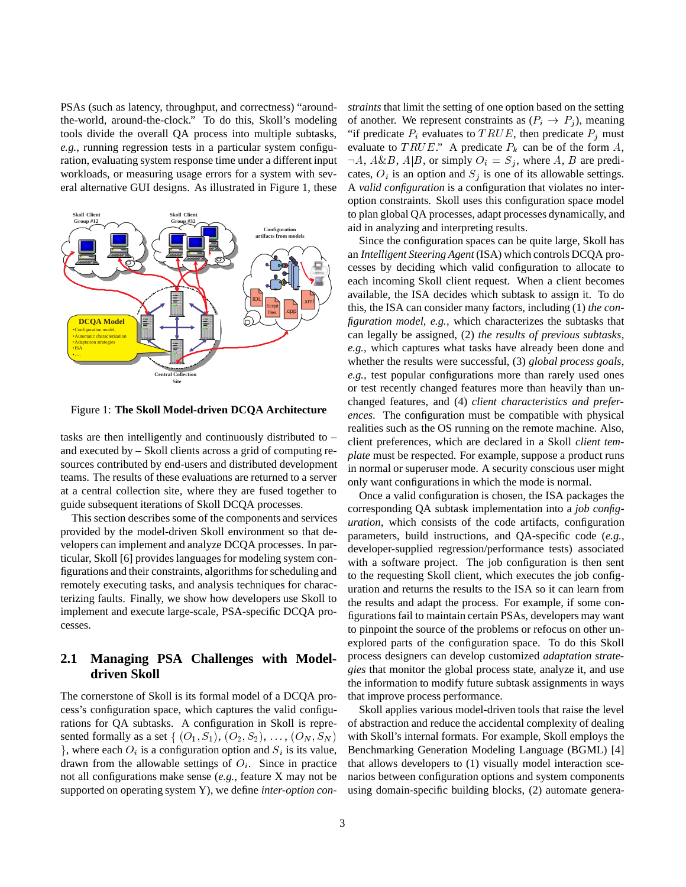PSAs (such as latency, throughput, and correctness) "around-the-world, around-the-clock." To do this, Skoll's modeling tools divide the overall QA process into multiple subtasks, *e.g.*, running regression tests in a particular system configuration, evaluating system response time under a different input workloads, or measuring usage errors for a system with several alternative GUI designs. As illustrated in Figure 1, these

Figure 1: **The Skoll Model-driven DCQA Architecture**

tasks are then intelligently and continuously distributed to – and executed by – Skoll clients across a grid of computing resources contributed by end-users and distributed development teams. The results of these evaluations are returned to a server at a central collection site, where they are fused together to guide subsequent iterations of Skoll DCQA processes.

This section describes some of the components and services provided by the model-driven Skoll environment so that developers can implement and analyze DCQA processes. In particular, Skoll [6] provides languages for modeling system configurations and their constraints, algorithms for scheduling and remotely executing tasks, and analysis techniques for characterizing faults. Finally, we show how developers use Skoll to implement and execute large-scale, PSA-specific DCQA processes.

## 2.1 Managing PSA Challenges with Model-driven Skoll

The cornerstone of Skoll is its formal model of a DCQA process's configuration space, which captures the valid configurations for QA subtasks. A configuration in Skoll is represented formally as a set $\{ (O_1, S_1), (O_2, S_2), \ldots, (O_N, S_N) \}$, where each $O_i$ is a configuration option and $S_i$ is its value, drawn from the allowable settings of $O_i$. Since in practice not all configurations make sense (*e.g.*, feature X may not be supported on operating system Y), we define *inter-option constraints* that limit the setting of one option based on the setting of another. We represent constraints as $(P_i \rightarrow P_j)$, meaning "if predicate $P_i$ evaluates to $TRUE$, then predicate $P_j$ must evaluate to $TRUE$." A predicate $P_k$ can be of the form $A$, $\neg A$, $A \& B$, $A|B$, or simply $O_i = S_j$, where $A$, $B$ are predicates, $O_i$ is an option and $S_j$ is one of its allowable settings. A *valid configuration* is a configuration that violates no inter-option constraints. Skoll uses this configuration space model to plan global QA processes, adapt processes dynamically, and aid in analyzing and interpreting results.

Since the configuration spaces can be quite large, Skoll has an *Intelligent Steering Agent* (ISA) which controls DCQA processes by deciding which valid configuration to allocate to each incoming Skoll client request. When a client becomes available, the ISA decides which subtask to assign it. To do this, the ISA can consider many factors, including (1) *the configuration model*, *e.g.*, which characterizes the subtasks that can legally be assigned, (2) *the results of previous subtasks*, *e.g.*, which captures what tasks have already been done and whether the results were successful, (3) *global process goals*, *e.g.*, test popular configurations more than rarely used ones or test recently changed features more than heavily than unchanged features, and (4) *client characteristics and preferences*. The configuration must be compatible with physical realities such as the OS running on the remote machine. Also, client preferences, which are declared in a Skoll *client template* must be respected. For example, suppose a product runs in normal or superuser mode. A security conscious user might only want configurations in which the mode is normal.

Once a valid configuration is chosen, the ISA packages the corresponding QA subtask implementation into a *job configuration*, which consists of the code artifacts, configuration parameters, build instructions, and QA-specific code (*e.g.*, developer-supplied regression/performance tests) associated with a software project. The job configuration is then sent to the requesting Skoll client, which executes the job configuration and returns the results to the ISA so it can learn from the results and adapt the process. For example, if some configurations fail to maintain certain PSAs, developers may want to pinpoint the source of the problems or refocus on other unexplored parts of the configuration space. To do this Skoll process designers can develop customized *adaptation strategies* that monitor the global process state, analyze it, and use the information to modify future subtask assignments in ways that improve process performance.

Skoll applies various model-driven tools that raise the level of abstraction and reduce the accidental complexity of dealing with Skoll's internal formats. For example, Skoll employs the Benchmarking Generation Modeling Language (BGML) [4] that allows developers to (1) visually model interaction scenarios between configuration options and system components using domain-specific building blocks, (2) automate genera-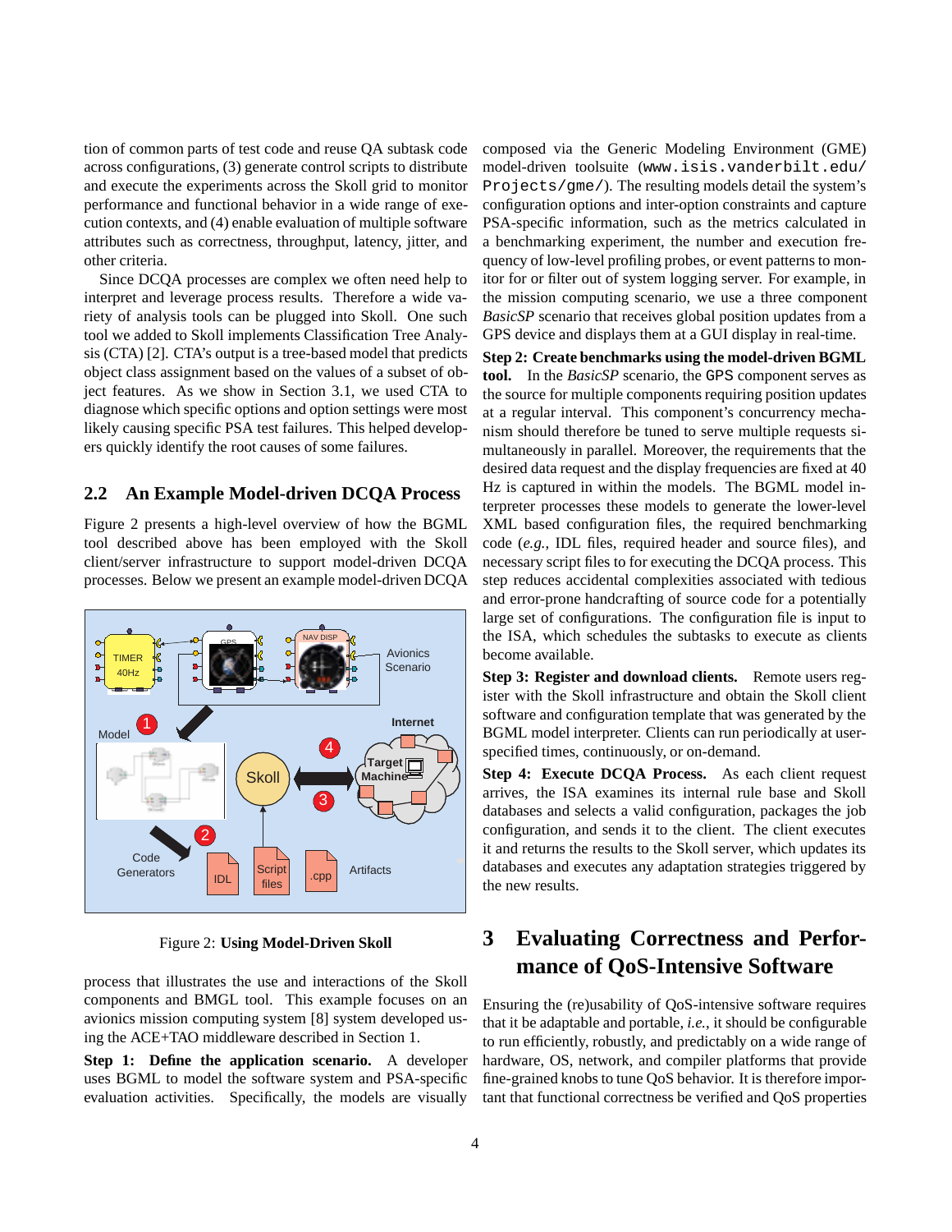tion of common parts of test code and reuse QA subtask code across configurations, (3) generate control scripts to distribute and execute the experiments across the Skoll grid to monitor performance and functional behavior in a wide range of execution contexts, and (4) enable evaluation of multiple software attributes such as correctness, throughput, latency, jitter, and other criteria.

Since DCQA processes are complex we often need help to interpret and leverage process results. Therefore a wide variety of analysis tools can be plugged into Skoll. One such tool we added to Skoll implements Classification Tree Analysis (CTA) [2]. CTA's output is a tree-based model that predicts object class assignment based on the values of a subset of object features. As we show in Section 3.1, we used CTA to diagnose which specific options and option settings were most likely causing specific PSA test failures. This helped developers quickly identify the root causes of some failures.

## 2.2 An Example Model-driven DCQA Process

Figure 2 presents a high-level overview of how the BGML tool described above has been employed with the Skoll client/server infrastructure to support model-driven DCQA processes. Below we present an example model-driven DCQA process that illustrates the use and interactions of the Skoll components and BMGL tool. This example focuses on an avionics mission computing system [8] system developed using the ACE+TAO middleware described in Section 1.

Figure 2: **Using Model-Driven Skoll**

**Step 1: Define the application scenario.** A developer uses BGML to model the software system and PSA-specific evaluation activities. Specifically, the models are visually composed via the Generic Modeling Environment (GME) model-driven toolsuite (`www.isis.vanderbilt.edu/Projects/gme/`). The resulting models detail the system's configuration options and inter-option constraints and capture PSA-specific information, such as the metrics calculated in a benchmarking experiment, the number and execution frequency of low-level profiling probes, or event patterns to monitor for or filter out of system logging server. For example, in the mission computing scenario, we use a three component *BasicSP* scenario that receives global position updates from a GPS device and displays them at a GUI display in real-time.

**Step 2: Create benchmarks using the model-driven BGML tool.** In the *BasicSP* scenario, the `GPS` component serves as the source for multiple components requiring position updates at a regular interval. This component's concurrency mechanism should therefore be tuned to serve multiple requests simultaneously in parallel. Moreover, the requirements that the desired data request and the display frequencies are fixed at 40 Hz is captured in within the models. The BGML model interpreter processes these models to generate the lower-level XML based configuration files, the required benchmarking code (*e.g.,* IDL files, required header and source files), and necessary script files to for executing the DCQA process. This step reduces accidental complexities associated with tedious and error-prone handcrafting of source code for a potentially large set of configurations. The configuration file is input to the ISA, which schedules the subtasks to execute as clients become available.

**Step 3: Register and download clients.** Remote users register with the Skoll infrastructure and obtain the Skoll client software and configuration template that was generated by the BGML model interpreter. Clients can run periodically at user-specified times, continuously, or on-demand.

**Step 4: Execute DCQA Process.** As each client request arrives, the ISA examines its internal rule base and Skoll databases and selects a valid configuration, packages the job configuration, and sends it to the client. The client executes it and returns the results to the Skoll server, which updates its databases and executes any adaptation strategies triggered by the new results.

# 3 Evaluating Correctness and Performance of QoS-Intensive Software

Ensuring the (re)usability of QoS-intensive software requires that it be adaptable and portable, *i.e.*, it should be configurable to run efficiently, robustly, and predictably on a wide range of hardware, OS, network, and compiler platforms that provide fine-grained knobs to tune QoS behavior. It is therefore important that functional correctness be verified and QoS properties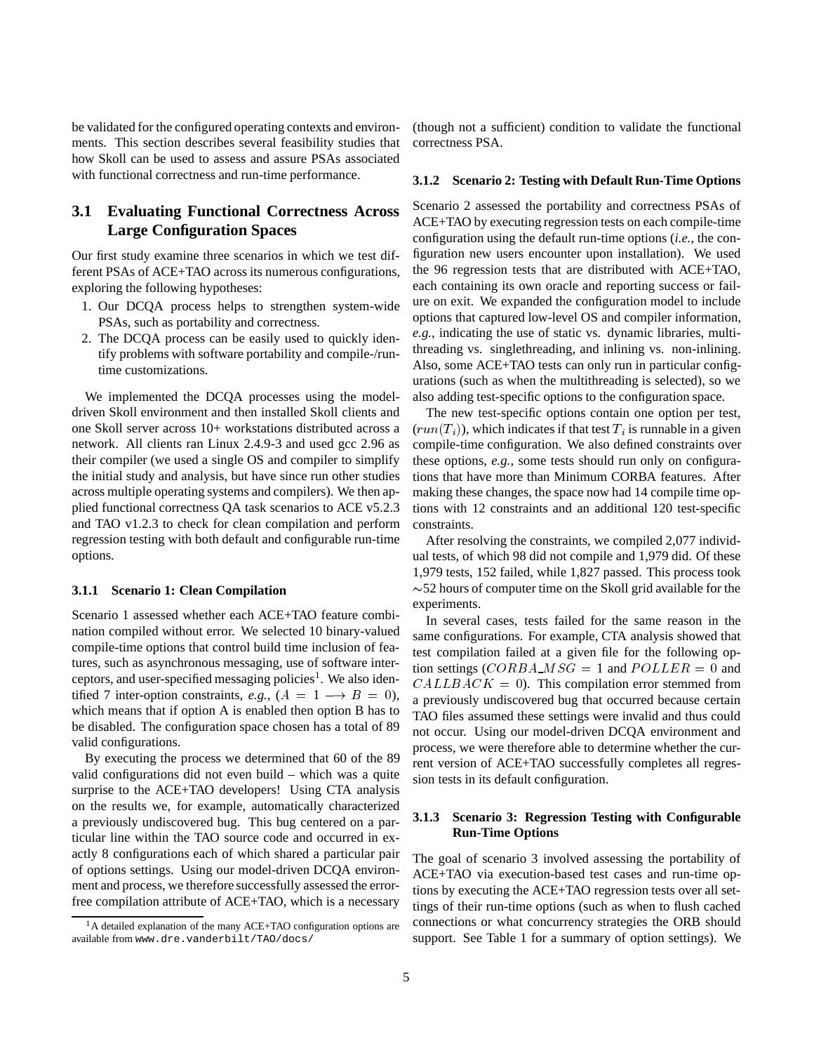be validated for the configured operating contexts and environments. This section describes several feasibility studies that how Skoll can be used to assess and assure PSAs associated with functional correctness and run-time performance.

## 3.1 Evaluating Functional Correctness Across Large Configuration Spaces

Our first study examine three scenarios in which we test different PSAs of ACE+TAO across its numerous configurations, exploring the following hypotheses:

1. Our DCQA process helps to strengthen system-wide PSAs, such as portability and correctness.
2. The DCQA process can be easily used to quickly identify problems with software portability and compile-/run-time customizations.

We implemented the DCQA processes using the model-driven Skoll environment and then installed Skoll clients and one Skoll server across 10+ workstations distributed across a network. All clients ran Linux 2.4.9-3 and used gcc 2.96 as their compiler (we used a single OS and compiler to simplify the initial study and analysis, but have since run other studies across multiple operating systems and compilers). We then applied functional correctness QA task scenarios to ACE v5.2.3 and TAO v1.2.3 to check for clean compilation and perform regression testing with both default and configurable run-time options.

### 3.1.1 Scenario 1: Clean Compilation

Scenario 1 assessed whether each ACE+TAO feature combination compiled without error. We selected 10 binary-valued compile-time options that control build time inclusion of features, such as asynchronous messaging, use of software interceptors, and user-specified messaging policies[1]. We also identified 7 inter-option constraints, *e.g.*, ($A = 1 \longrightarrow B = 0$), which means that if option A is enabled then option B has to be disabled. The configuration space chosen has a total of 89 valid configurations.

By executing the process we determined that 60 of the 89 valid configurations did not even build – which was a quite surprise to the ACE+TAO developers! Using CTA analysis on the results we, for example, automatically characterized a previously undiscovered bug. This bug centered on a particular line within the TAO source code and occurred in exactly 8 configurations each of which shared a particular pair of options settings. Using our model-driven DCQA environment and process, we therefore successfully assessed the error-free compilation attribute of ACE+TAO, which is a necessary (though not a sufficient) condition to validate the functional correctness PSA.

[1] A detailed explanation of the many ACE+TAO configuration options are available from www.dre.vanderbilt/TAO/docs/

### 3.1.2 Scenario 2: Testing with Default Run-Time Options

Scenario 2 assessed the portability and correctness PSAs of ACE+TAO by executing regression tests on each compile-time configuration using the default run-time options (*i.e.*, the configuration new users encounter upon installation). We used the 96 regression tests that are distributed with ACE+TAO, each containing its own oracle and reporting success or failure on exit. We expanded the configuration model to include options that captured low-level OS and compiler information, *e.g.*, indicating the use of static vs. dynamic libraries, multi-threading vs. singlethreading, and inlining vs. non-inlining. Also, some ACE+TAO tests can only run in particular configurations (such as when the multithreading is selected), so we also adding test-specific options to the configuration space.

The new test-specific options contain one option per test, ($run(T_i)$), which indicates if that test $T_i$ is runnable in a given compile-time configuration. We also defined constraints over these options, *e.g.*, some tests should run only on configurations that have more than Minimum CORBA features. After making these changes, the space now had 14 compile time options with 12 constraints and an additional 120 test-specific constraints.

After resolving the constraints, we compiled 2,077 individual tests, of which 98 did not compile and 1,979 did. Of these 1,979 tests, 152 failed, while 1,827 passed. This process took ∼52 hours of computer time on the Skoll grid available for the experiments.

In several cases, tests failed for the same reason in the same configurations. For example, CTA analysis showed that test compilation failed at a given file for the following option settings ($CORBA\_MSG = 1$ and $POLLER = 0$ and $CALLBACK = 0$). This compilation error stemmed from a previously undiscovered bug that occurred because certain TAO files assumed these settings were invalid and thus could not occur. Using our model-driven DCQA environment and process, we were therefore able to determine whether the current version of ACE+TAO successfully completes all regression tests in its default configuration.

### 3.1.3 Scenario 3: Regression Testing with Configurable Run-Time Options

The goal of scenario 3 involved assessing the portability of ACE+TAO via execution-based test cases and run-time options by executing the ACE+TAO regression tests over all settings of their run-time options (such as when to flush cached connections or what concurrency strategies the ORB should support. See Table 1 for a summary of option settings). We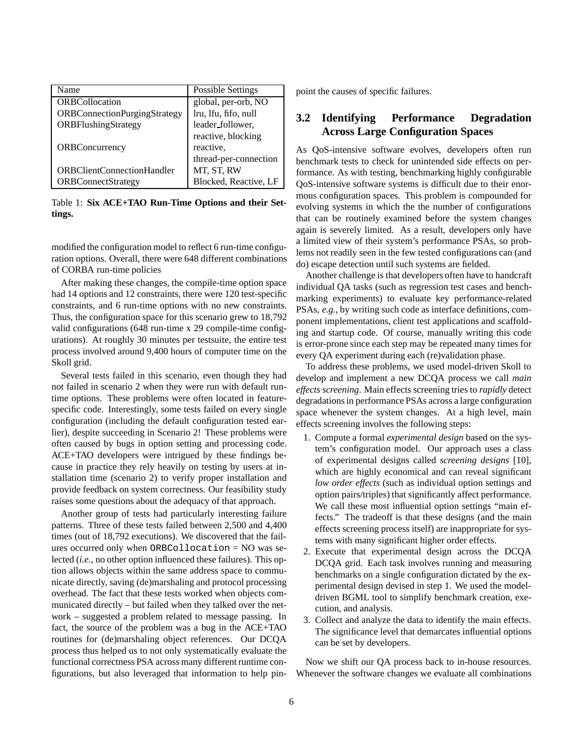| Name | Possible Settings |
|---|---|
| ORBCollocation | global, per-orb, NO |
| ORBConnectionPurgingStrategy | lru, lfu, fifo, null |
| ORBFlushingStrategy | leader_follower, reactive, blocking |
| ORBConcurrency | reactive, thread-per-connection |
| ORBClientConnectionHandler | MT, ST, RW |
| ORBConnectStrategy | Blocked, Reactive, LF |

Table 1: **Six ACE+TAO Run-Time Options and their Settings.**

modified the configuration model to reflect 6 run-time configuration options. Overall, there were 648 different combinations of CORBA run-time policies

After making these changes, the compile-time option space had 14 options and 12 constraints, there were 120 test-specific constraints, and 6 run-time options with no new constraints. Thus, the configuration space for this scenario grew to 18,792 valid configurations (648 run-time x 29 compile-time configurations). At roughly 30 minutes per testsuite, the entire test process involved around 9,400 hours of computer time on the Skoll grid.

Several tests failed in this scenario, even though they had not failed in scenario 2 when they were run with default runtime options. These problems were often located in feature-specific code. Interestingly, some tests failed on every single configuration (including the default configuration tested earlier), despite succeeding in Scenario 2! These problems were often caused by bugs in option setting and processing code. ACE+TAO developers were intrigued by these findings because in practice they rely heavily on testing by users at installation time (scenario 2) to verify proper installation and provide feedback on system correctness. Our feasibility study raises some questions about the adequacy of that approach.

Another group of tests had particularly interesting failure patterns. Three of these tests failed between 2,500 and 4,400 times (out of 18,792 executions). We discovered that the failures occurred only when `ORBCollocation` = NO was selected (*i.e.*, no other option influenced these failures). This option allows objects within the same address space to communicate directly, saving (de)marshaling and protocol processing overhead. The fact that these tests worked when objects communicated directly – but failed when they talked over the network – suggested a problem related to message passing. In fact, the source of the problem was a bug in the ACE+TAO routines for (de)marshaling object references. Our DCQA process thus helped us to not only systematically evaluate the functional correctness PSA across many different runtime configurations, but also leveraged that information to help pinpoint the causes of specific failures.

## 3.2 Identifying Performance Degradation Across Large Configuration Spaces

As QoS-intensive software evolves, developers often run benchmark tests to check for unintended side effects on performance. As with testing, benchmarking highly configurable QoS-intensive software systems is difficult due to their enormous configuration spaces. This problem is compounded for evolving systems in which the the number of configurations that can be routinely examined before the system changes again is severely limited. As a result, developers only have a limited view of their system's performance PSAs, so problems not readily seen in the few tested configurations can (and do) escape detection until such systems are fielded.

Another challenge is that developers often have to handcraft individual QA tasks (such as regression test cases and benchmarking experiments) to evaluate key performance-related PSAs, *e.g.*, by writing such code as interface definitions, component implementations, client test applications and scaffolding and startup code. Of course, manually writing this code is error-prone since each step may be repeated many times for every QA experiment during each (re)validation phase.

To address these problems, we used model-driven Skoll to develop and implement a new DCQA process we call *main effects screening*. Main effects screening tries to *rapidly* detect degradations in performance PSAs across a large configuration space whenever the system changes. At a high level, main effects screening involves the following steps:

1. Compute a formal *experimental design* based on the system's configuration model. Our approach uses a class of experimental designs called *screening designs* [10], which are highly economical and can reveal significant *low order effects* (such as individual option settings and option pairs/triples) that significantly affect performance. We call these most influential option settings "main effects." The tradeoff is that these designs (and the main effects screening process itself) are inappropriate for systems with many significant higher order effects.
2. Execute that experimental design across the DCQA DCQA grid. Each task involves running and measuring benchmarks on a single configuration dictated by the experimental design devised in step 1. We used the model-driven BGML tool to simplify benchmark creation, execution, and analysis.
3. Collect and analyze the data to identify the main effects. The significance level that demarcates influential options can be set by developers.

Now we shift our QA process back to in-house resources. Whenever the software changes we evaluate all combinations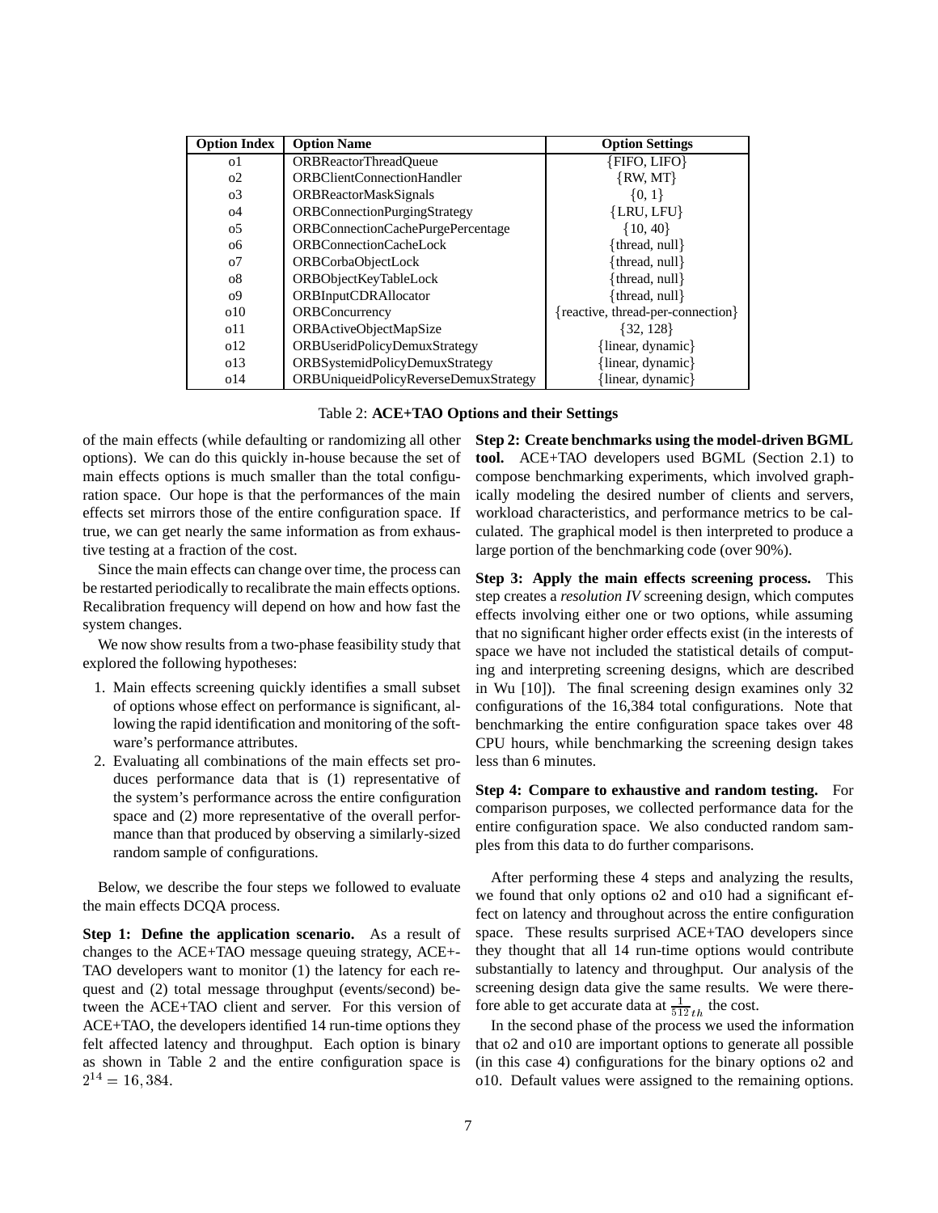| Option Index | Option Name | Option Settings |
|---|---|---|
| o1 | ORBReactorThreadQueue | {FIFO, LIFO} |
| o2 | ORBClientConnectionHandler | {RW, MT} |
| o3 | ORBReactorMaskSignals | {0, 1} |
| o4 | ORBConnectionPurgingStrategy | {LRU, LFU} |
| o5 | ORBConnectionCachePurgePercentage | {10, 40} |
| o6 | ORBConnectionCacheLock | {thread, null} |
| o7 | ORBCorbaObjectLock | {thread, null} |
| o8 | ORBObjectKeyTableLock | {thread, null} |
| o9 | ORBInputCDRAllocator | {thread, null} |
| o10 | ORBConcurrency | {reactive, thread-per-connection} |
| o11 | ORBActiveObjectMapSize | {32, 128} |
| o12 | ORBUseridPolicyDemuxStrategy | {linear, dynamic} |
| o13 | ORBSystemidPolicyDemuxStrategy | {linear, dynamic} |
| o14 | ORBUniqueidPolicyReverseDemuxStrategy | {linear, dynamic} |

Table 2: **ACE+TAO Options and their Settings**

of the main effects (while defaulting or randomizing all other options). We can do this quickly in-house because the set of main effects options is much smaller than the total configuration space. Our hope is that the performances of the main effects set mirrors those of the entire configuration space. If true, we can get nearly the same information as from exhaustive testing at a fraction of the cost.

Since the main effects can change over time, the process can be restarted periodically to recalibrate the main effects options. Recalibration frequency will depend on how and how fast the system changes.

We now show results from a two-phase feasibility study that explored the following hypotheses:

1. Main effects screening quickly identifies a small subset of options whose effect on performance is significant, allowing the rapid identification and monitoring of the software's performance attributes.
2. Evaluating all combinations of the main effects set produces performance data that is (1) representative of the system's performance across the entire configuration space and (2) more representative of the overall performance than that produced by observing a similarly-sized random sample of configurations.

Below, we describe the four steps we followed to evaluate the main effects DCQA process.

**Step 1: Define the application scenario.** As a result of changes to the ACE+TAO message queuing strategy, ACE+-TAO developers want to monitor (1) the latency for each request and (2) total message throughput (events/second) between the ACE+TAO client and server. For this version of ACE+TAO, the developers identified 14 run-time options they felt affected latency and throughput. Each option is binary as shown in Table 2 and the entire configuration space is $2^{14} = 16,384$.

**Step 2: Create benchmarks using the model-driven BGML tool.** ACE+TAO developers used BGML (Section 2.1) to compose benchmarking experiments, which involved graphically modeling the desired number of clients and servers, workload characteristics, and performance metrics to be calculated. The graphical model is then interpreted to produce a large portion of the benchmarking code (over 90%).

**Step 3: Apply the main effects screening process.** This step creates a *resolution IV* screening design, which computes effects involving either one or two options, while assuming that no significant higher order effects exist (in the interests of space we have not included the statistical details of computing and interpreting screening designs, which are described in Wu [10]). The final screening design examines only 32 configurations of the 16,384 total configurations. Note that benchmarking the entire configuration space takes over 48 CPU hours, while benchmarking the screening design takes less than 6 minutes.

**Step 4: Compare to exhaustive and random testing.** For comparison purposes, we collected performance data for the entire configuration space. We also conducted random samples from this data to do further comparisons.

After performing these 4 steps and analyzing the results, we found that only options o2 and o10 had a significant effect on latency and throughout across the entire configuration space. These results surprised ACE+TAO developers since they thought that all 14 run-time options would contribute substantially to latency and throughput. Our analysis of the screening design data give the same results. We were therefore able to get accurate data at $\frac{1}{512}_{th}$ the cost.

In the second phase of the process we used the information that o2 and o10 are important options to generate all possible (in this case 4) configurations for the binary options o2 and o10. Default values were assigned to the remaining options.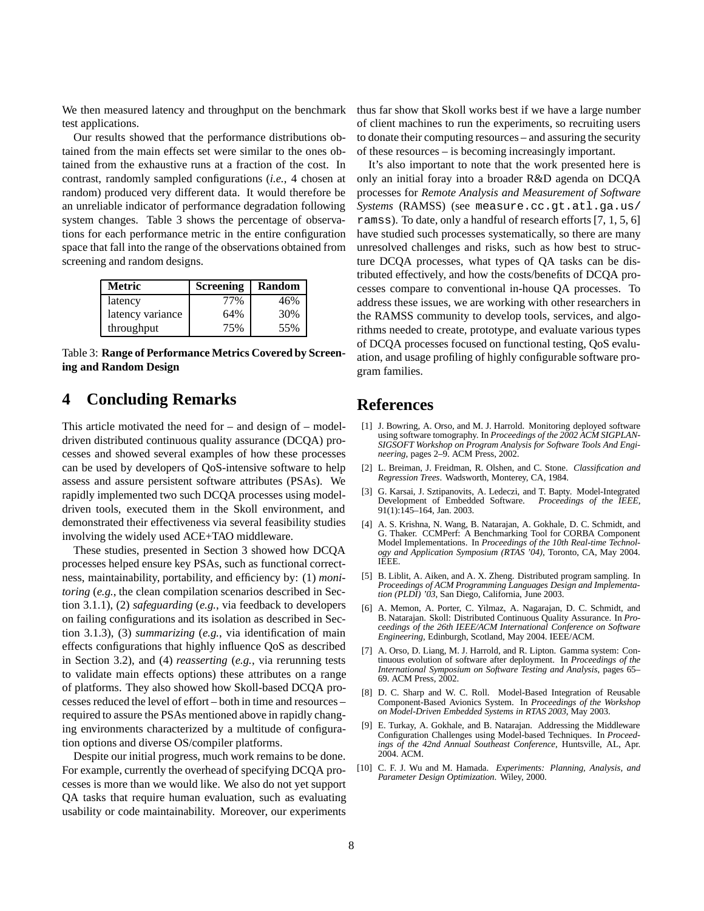We then measured latency and throughput on the benchmark test applications.

Our results showed that the performance distributions obtained from the main effects set were similar to the ones obtained from the exhaustive runs at a fraction of the cost. In contrast, randomly sampled configurations (*i.e.*, 4 chosen at random) produced very different data. It would therefore be an unreliable indicator of performance degradation following system changes. Table 3 shows the percentage of observations for each performance metric in the entire configuration space that fall into the range of the observations obtained from screening and random designs.

| Metric | Screening | Random |
|---|---|---|
| latency | 77% | 46% |
| latency variance | 64% | 30% |
| throughput | 75% | 55% |

Table 3: **Range of Performance Metrics Covered by Screening and Random Design**

## 4 Concluding Remarks

This article motivated the need for – and design of – model-driven distributed continuous quality assurance (DCQA) processes and showed several examples of how these processes can be used by developers of QoS-intensive software to help assess and assure persistent software attributes (PSAs). We rapidly implemented two such DCQA processes using model-driven tools, executed them in the Skoll environment, and demonstrated their effectiveness via several feasibility studies involving the widely used ACE+TAO middleware.

These studies, presented in Section 3 showed how DCQA processes helped ensure key PSAs, such as functional correctness, maintainability, portability, and efficiency by: (1) *monitoring* (*e.g.*, the clean compilation scenarios described in Section 3.1.1), (2) *safeguarding* (*e.g.*, via feedback to developers on failing configurations and its isolation as described in Section 3.1.3), (3) *summarizing* (*e.g.*, via identification of main effects configurations that highly influence QoS as described in Section 3.2), and (4) *reasserting* (*e.g.*, via rerunning tests to validate main effects options) these attributes on a range of platforms. They also showed how Skoll-based DCQA processes reduced the level of effort – both in time and resources – required to assure the PSAs mentioned above in rapidly changing environments characterized by a multitude of configuration options and diverse OS/compiler platforms.

Despite our initial progress, much work remains to be done. For example, currently the overhead of specifying DCQA processes is more than we would like. We also do not yet support QA tasks that require human evaluation, such as evaluating usability or code maintainability. Moreover, our experiments thus far show that Skoll works best if we have a large number of client machines to run the experiments, so recruiting users to donate their computing resources – and assuring the security of these resources – is becoming increasingly important.

It's also important to note that the work presented here is only an initial foray into a broader R&D agenda on DCQA processes for *Remote Analysis and Measurement of Software Systems* (RAMSS) (see `measure.cc.gt.atl.ga.us/ramss`). To date, only a handful of research efforts [7, 1, 5, 6] have studied such processes systematically, so there are many unresolved challenges and risks, such as how best to structure DCQA processes, what types of QA tasks can be distributed effectively, and how the costs/benefits of DCQA processes compare to conventional in-house QA processes. To address these issues, we are working with other researchers in the RAMSS community to develop tools, services, and algorithms needed to create, prototype, and evaluate various types of DCQA processes focused on functional testing, QoS evaluation, and usage profiling of highly configurable software program families.

## References

[1] J. Bowring, A. Orso, and M. J. Harrold. Monitoring deployed software using software tomography. In *Proceedings of the 2002 ACM SIGPLAN-SIGSOFT Workshop on Program Analysis for Software Tools And Engineering*, pages 2–9. ACM Press, 2002.

[2] L. Breiman, J. Freidman, R. Olshen, and C. Stone. *Classification and Regression Trees*. Wadsworth, Monterey, CA, 1984.

[3] G. Karsai, J. Sztipanovits, A. Ledeczi, and T. Bapty. Model-Integrated Development of Embedded Software. *Proceedings of the IEEE*, 91(1):145–164, Jan. 2003.

[4] A. S. Krishna, N. Wang, B. Natarajan, A. Gokhale, D. C. Schmidt, and G. Thaker. CCMPerf: A Benchmarking Tool for CORBA Component Model Implementations. In *Proceedings of the 10th Real-time Technology and Application Symposium (RTAS '04)*, Toronto, CA, May 2004. IEEE.

[5] B. Liblit, A. Aiken, and A. X. Zheng. Distributed program sampling. In *Proceedings of ACM Programming Languages Design and Implementation (PLDI) '03*, San Diego, California, June 2003.

[6] A. Memon, A. Porter, C. Yilmaz, A. Nagarajan, D. C. Schmidt, and B. Natarajan. Skoll: Distributed Continuous Quality Assurance. In *Proceedings of the 26th IEEE/ACM International Conference on Software Engineering*, Edinburgh, Scotland, May 2004. IEEE/ACM.

[7] A. Orso, D. Liang, M. J. Harrold, and R. Lipton. Gamma system: Continuous evolution of software after deployment. In *Proceedings of the International Symposium on Software Testing and Analysis*, pages 65–69. ACM Press, 2002.

[8] D. C. Sharp and W. C. Roll. Model-Based Integration of Reusable Component-Based Avionics System. In *Proceedings of the Workshop on Model-Driven Embedded Systems in RTAS 2003*, May 2003.

[9] E. Turkay, A. Gokhale, and B. Natarajan. Addressing the Middleware Configuration Challenges using Model-based Techniques. In *Proceedings of the 42nd Annual Southeast Conference*, Huntsville, AL, Apr. 2004. ACM.

[10] C. F. J. Wu and M. Hamada. *Experiments: Planning, Analysis, and Parameter Design Optimization*. Wiley, 2000.